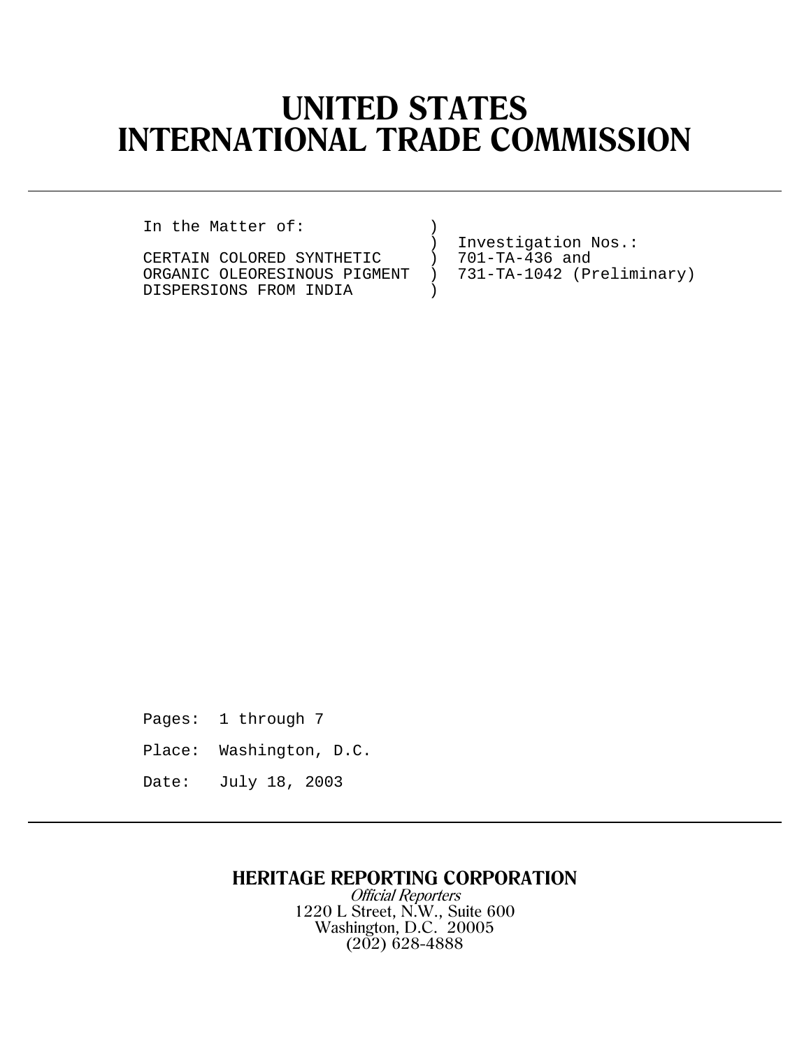# UNITED STATES INTERNATIONAL TRADE COMMISSION

```
In the Matter of:             )
                              )  Investigation Nos.:
CERTAIN COLORED SYNTHETIC     )  701-TA-436 and
ORGANIC OLEORESINOUS PIGMENT  )  731-TA-1042 (Preliminary)
DISPERSIONS FROM INDIA        )
```

Pages: 1 through 7

Place: Washington, D.C.

Date: July 18, 2003

**HERITAGE REPORTING CORPORATION**

*Official Reporters*

1220 L Street, N.W., Suite 600
Washington, D.C. 20005
(202) 628-4888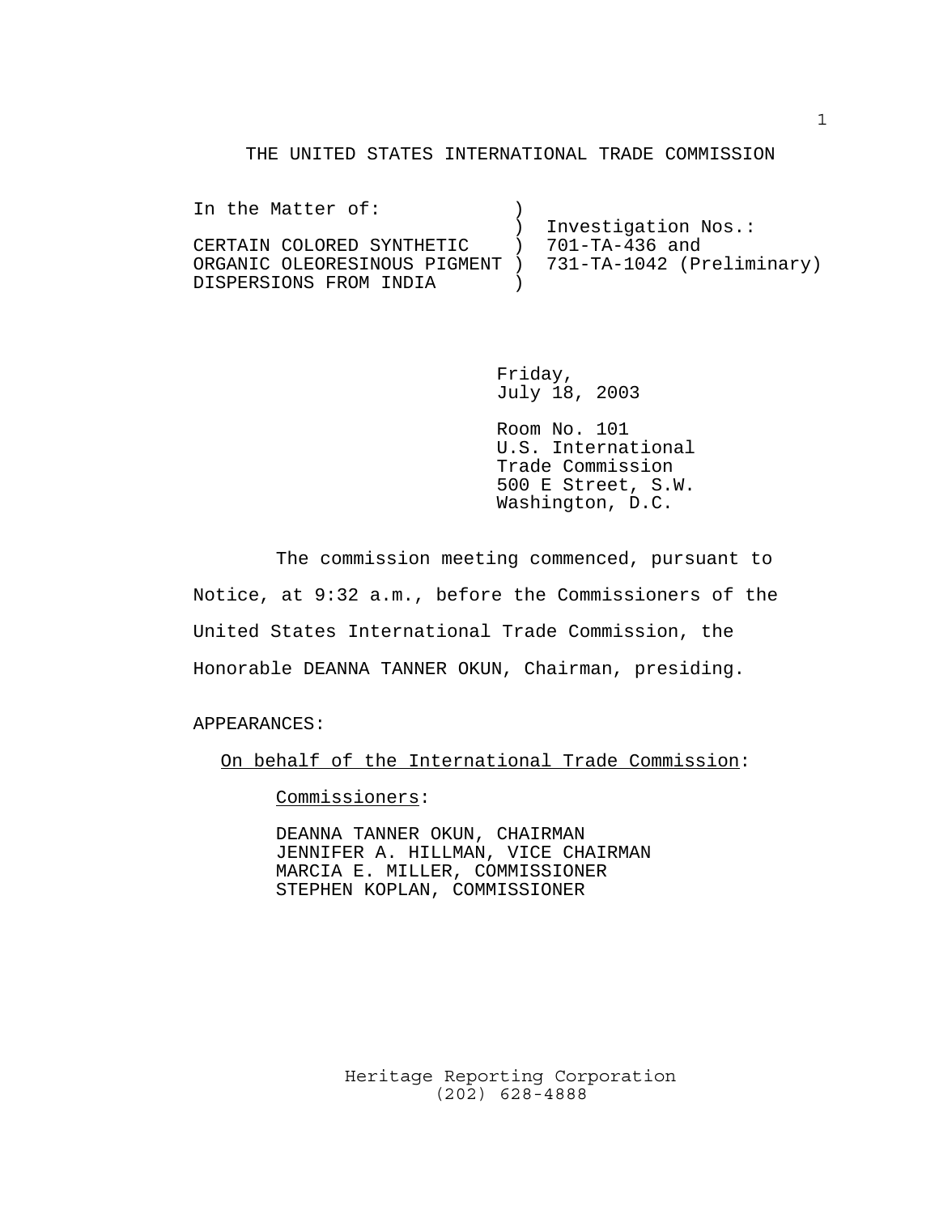THE UNITED STATES INTERNATIONAL TRADE COMMISSION

```
In the Matter of:              )
                               )  Investigation Nos.:
CERTAIN COLORED SYNTHETIC      )  701-TA-436 and
ORGANIC OLEORESINOUS PIGMENT   )  731-TA-1042 (Preliminary)
DISPERSIONS FROM INDIA         )
```

Friday,
July 18, 2003

Room No. 101
U.S. International
Trade Commission
500 E Street, S.W.
Washington, D.C.

The commission meeting commenced, pursuant to Notice, at 9:32 a.m., before the Commissioners of the United States International Trade Commission, the Honorable DEANNA TANNER OKUN, Chairman, presiding.

APPEARANCES:

On behalf of the International Trade Commission:

Commissioners:

DEANNA TANNER OKUN, CHAIRMAN
JENNIFER A. HILLMAN, VICE CHAIRMAN
MARCIA E. MILLER, COMMISSIONER
STEPHEN KOPLAN, COMMISSIONER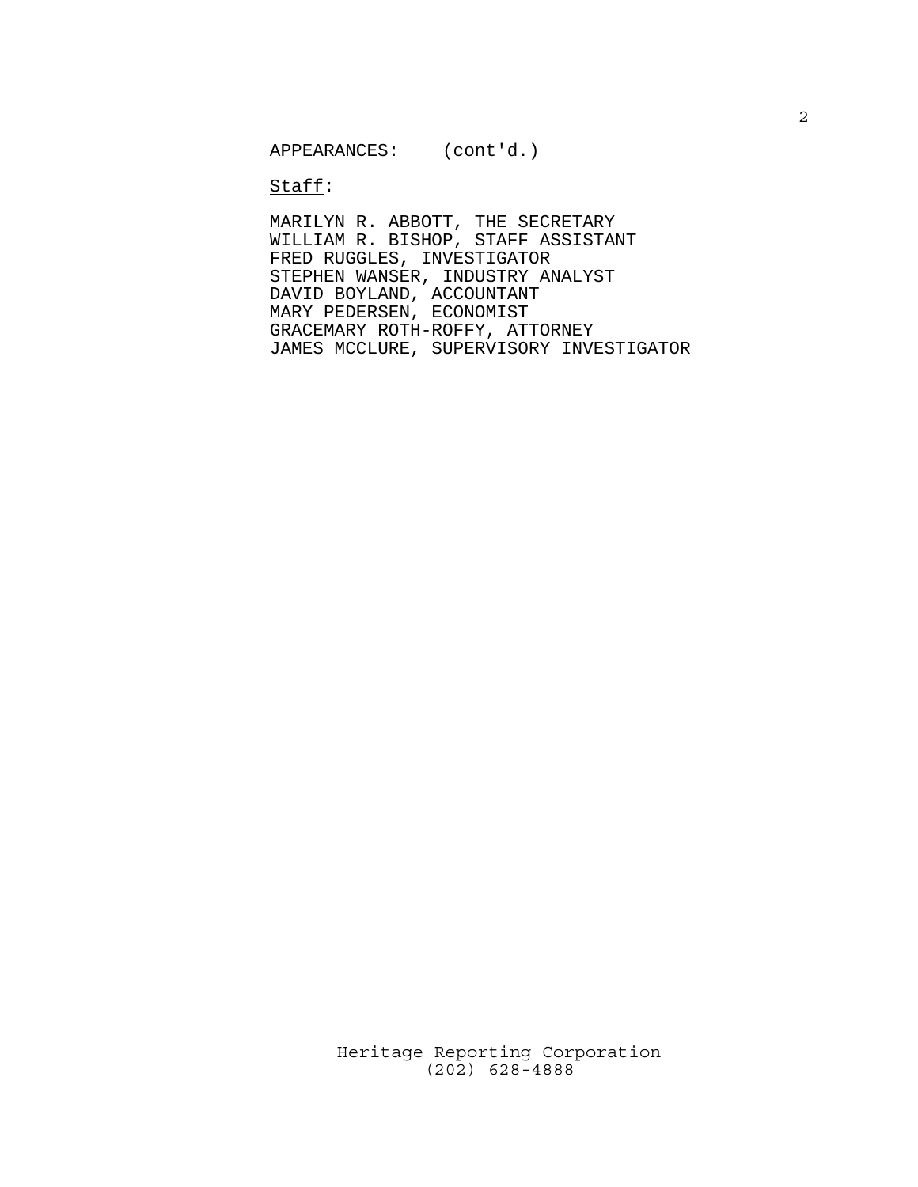APPEARANCES: (cont'd.)

Staff:

MARILYN R. ABBOTT, THE SECRETARY
WILLIAM R. BISHOP, STAFF ASSISTANT
FRED RUGGLES, INVESTIGATOR
STEPHEN WANSER, INDUSTRY ANALYST
DAVID BOYLAND, ACCOUNTANT
MARY PEDERSEN, ECONOMIST
GRACEMARY ROTH-ROFFY, ATTORNEY
JAMES MCCLURE, SUPERVISORY INVESTIGATOR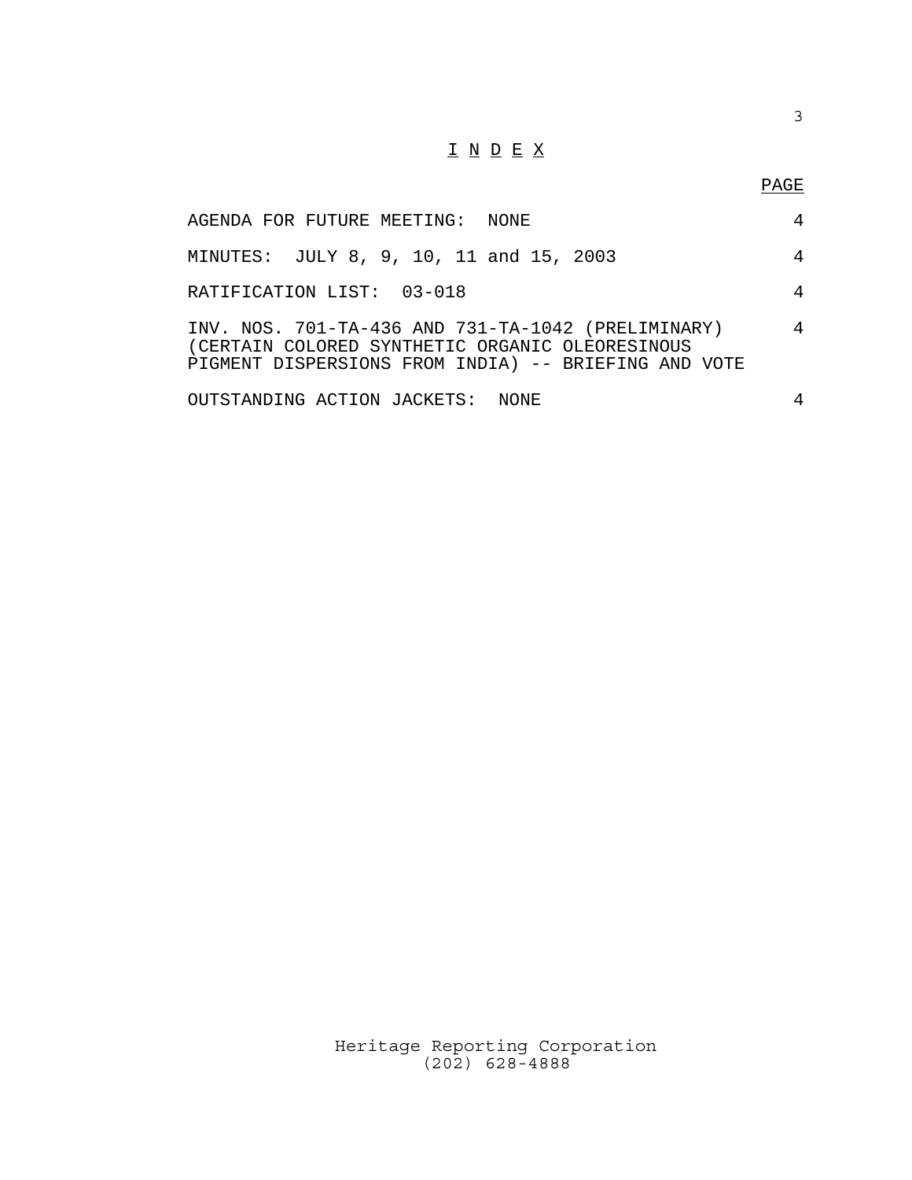# I N D E X

| | PAGE |
|---|---|
| AGENDA FOR FUTURE MEETING: NONE | 4 |
| MINUTES: JULY 8, 9, 10, 11 and 15, 2003 | 4 |
| RATIFICATION LIST: 03-018 | 4 |
| INV. NOS. 701-TA-436 AND 731-TA-1042 (PRELIMINARY) (CERTAIN COLORED SYNTHETIC ORGANIC OLEORESINOUS PIGMENT DISPERSIONS FROM INDIA) -- BRIEFING AND VOTE | 4 |
| OUTSTANDING ACTION JACKETS: NONE | 4 |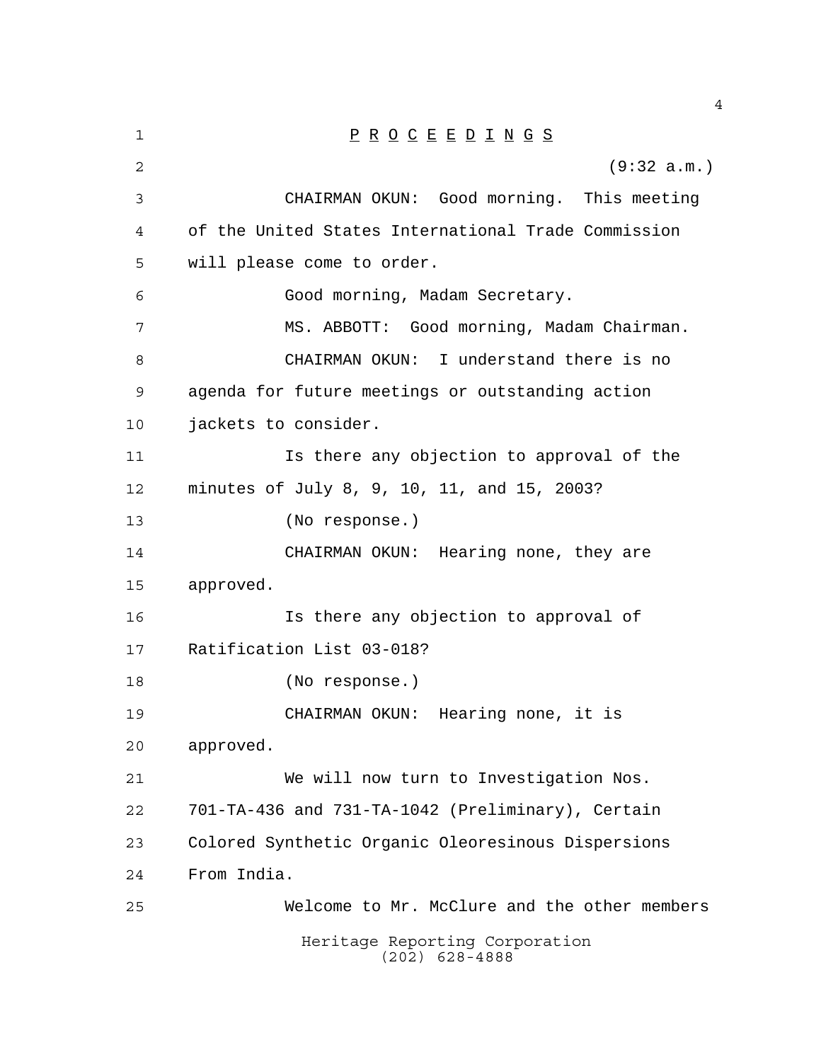P R O C E E D I N G S

(9:32 a.m.)

CHAIRMAN OKUN: Good morning. This meeting of the United States International Trade Commission will please come to order.

Good morning, Madam Secretary.

MS. ABBOTT: Good morning, Madam Chairman.

CHAIRMAN OKUN: I understand there is no agenda for future meetings or outstanding action jackets to consider.

Is there any objection to approval of the minutes of July 8, 9, 10, 11, and 15, 2003?

(No response.)

CHAIRMAN OKUN: Hearing none, they are approved.

Is there any objection to approval of Ratification List 03-018?

(No response.)

CHAIRMAN OKUN: Hearing none, it is approved.

We will now turn to Investigation Nos. 701-TA-436 and 731-TA-1042 (Preliminary), Certain Colored Synthetic Organic Oleoresinous Dispersions From India.

Welcome to Mr. McClure and the other members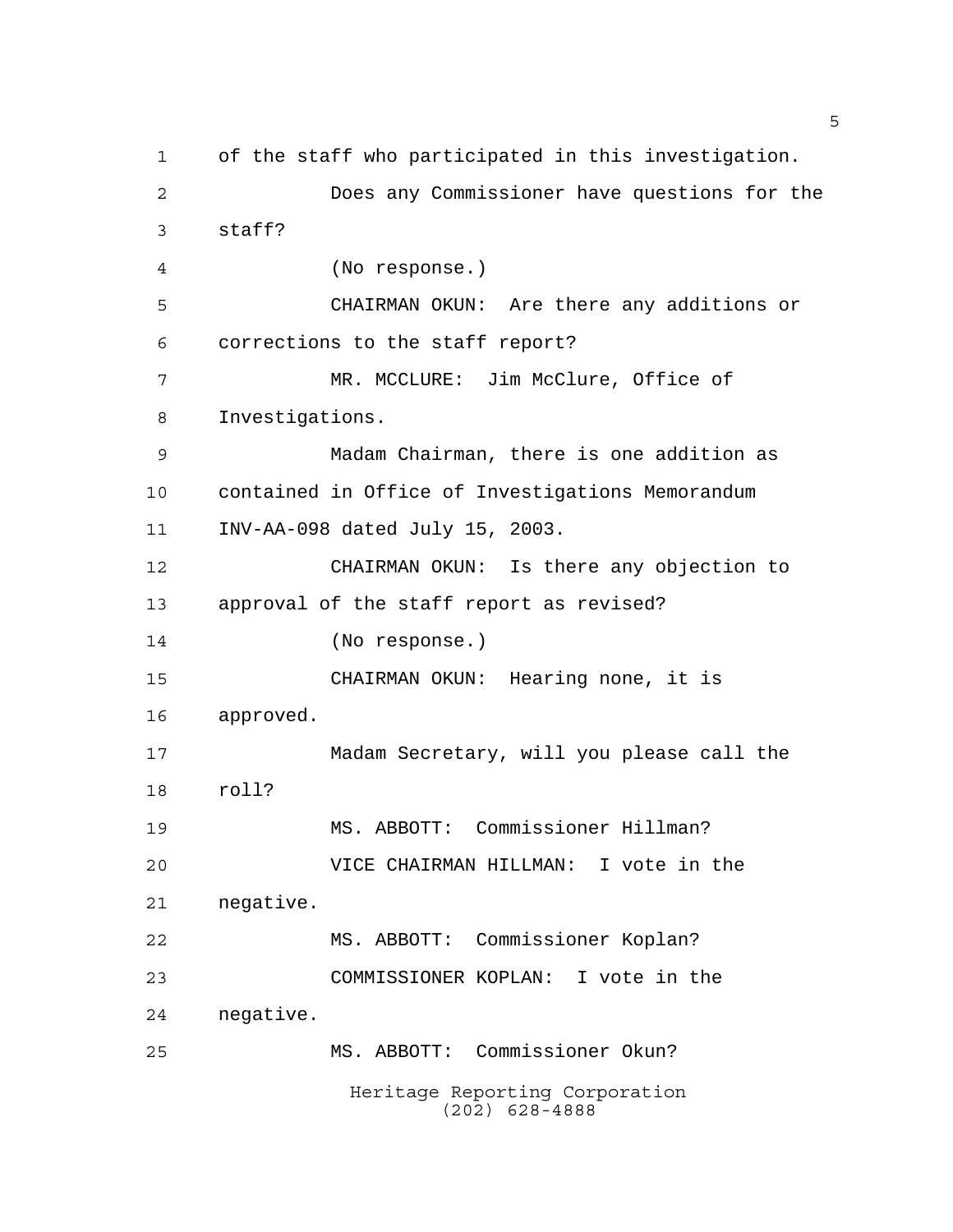of the staff who participated in this investigation.

Does any Commissioner have questions for the staff?

(No response.)

CHAIRMAN OKUN: Are there any additions or corrections to the staff report?

MR. MCCLURE: Jim McClure, Office of Investigations.

Madam Chairman, there is one addition as contained in Office of Investigations Memorandum INV-AA-098 dated July 15, 2003.

CHAIRMAN OKUN: Is there any objection to approval of the staff report as revised?

(No response.)

CHAIRMAN OKUN: Hearing none, it is approved.

Madam Secretary, will you please call the roll?

MS. ABBOTT: Commissioner Hillman?

VICE CHAIRMAN HILLMAN: I vote in the negative.

MS. ABBOTT: Commissioner Koplan?

COMMISSIONER KOPLAN: I vote in the negative.

MS. ABBOTT: Commissioner Okun?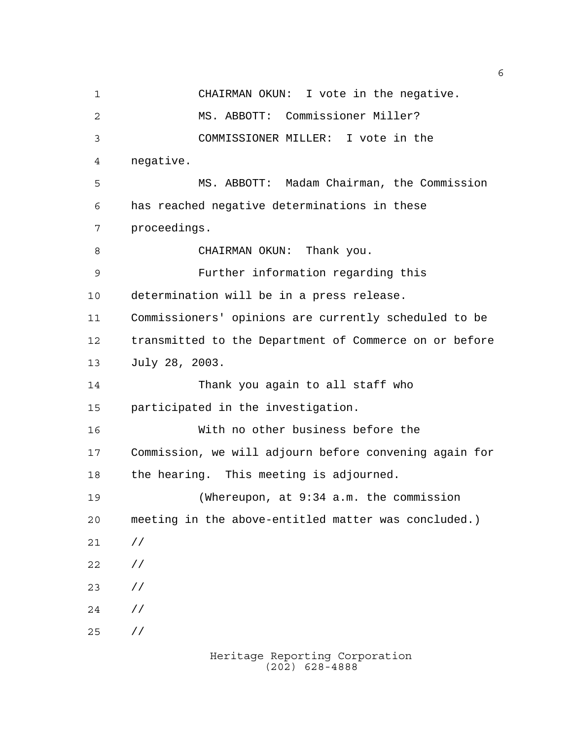CHAIRMAN OKUN: I vote in the negative.

MS. ABBOTT: Commissioner Miller?

COMMISSIONER MILLER: I vote in the negative.

MS. ABBOTT: Madam Chairman, the Commission has reached negative determinations in these proceedings.

CHAIRMAN OKUN: Thank you.

Further information regarding this determination will be in a press release. Commissioners' opinions are currently scheduled to be transmitted to the Department of Commerce on or before July 28, 2003.

Thank you again to all staff who participated in the investigation.

With no other business before the Commission, we will adjourn before convening again for the hearing. This meeting is adjourned.

(Whereupon, at 9:34 a.m. the commission meeting in the above-entitled matter was concluded.)

//

//

//

//

//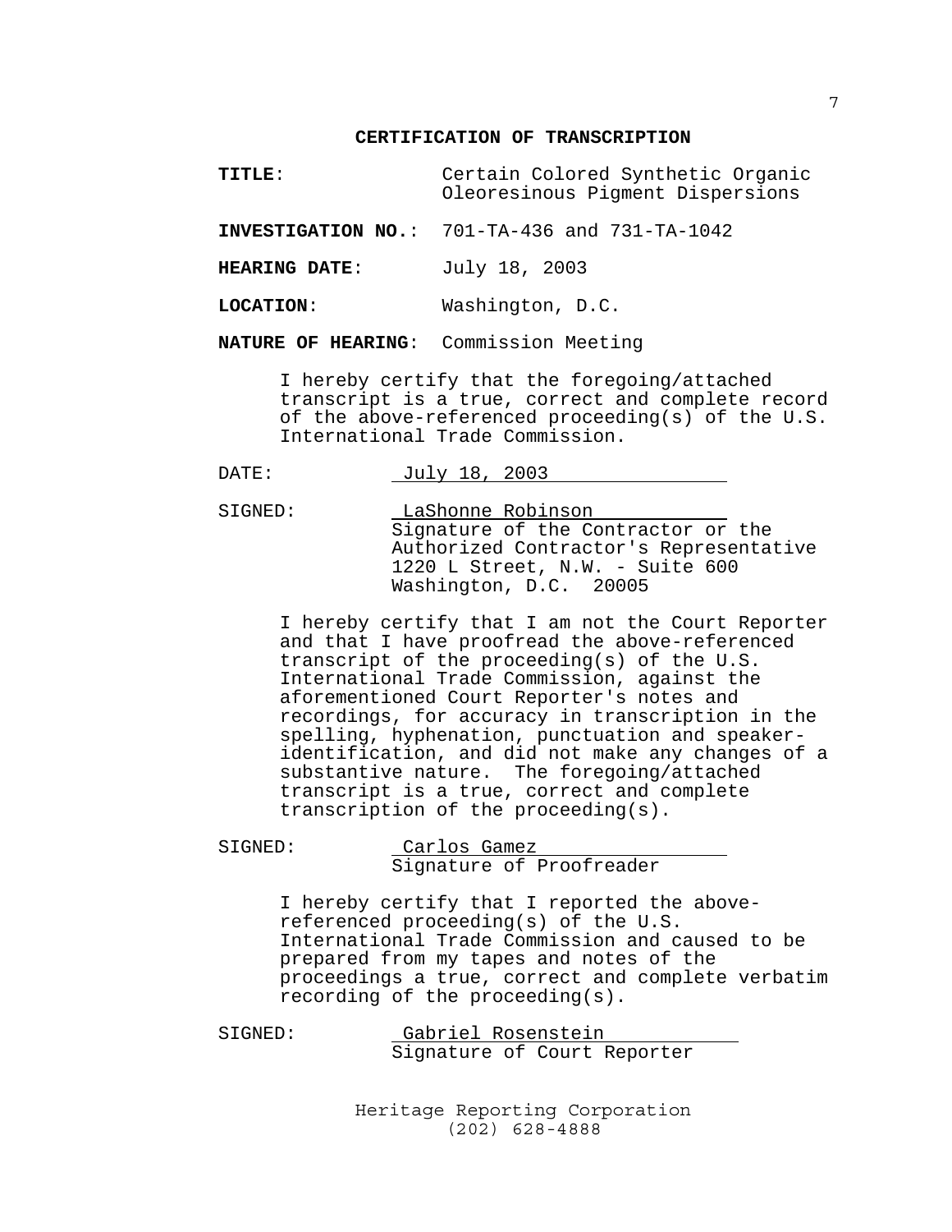**CERTIFICATION OF TRANSCRIPTION**

**TITLE**: Certain Colored Synthetic Organic Oleoresinous Pigment Dispersions

**INVESTIGATION NO.**: 701-TA-436 and 731-TA-1042

**HEARING DATE**: July 18, 2003

**LOCATION**: Washington, D.C.

**NATURE OF HEARING**: Commission Meeting

I hereby certify that the foregoing/attached transcript is a true, correct and complete record of the above-referenced proceeding(s) of the U.S. International Trade Commission.

DATE: July 18, 2003

SIGNED: LaShonne Robinson
Signature of the Contractor or the Authorized Contractor's Representative
1220 L Street, N.W. - Suite 600
Washington, D.C. 20005

I hereby certify that I am not the Court Reporter and that I have proofread the above-referenced transcript of the proceeding(s) of the U.S. International Trade Commission, against the aforementioned Court Reporter's notes and recordings, for accuracy in transcription in the spelling, hyphenation, punctuation and speaker-identification, and did not make any changes of a substantive nature. The foregoing/attached transcript is a true, correct and complete transcription of the proceeding(s).

SIGNED: Carlos Gamez
Signature of Proofreader

I hereby certify that I reported the above-referenced proceeding(s) of the U.S. International Trade Commission and caused to be prepared from my tapes and notes of the proceedings a true, correct and complete verbatim recording of the proceeding(s).

SIGNED: Gabriel Rosenstein
Signature of Court Reporter